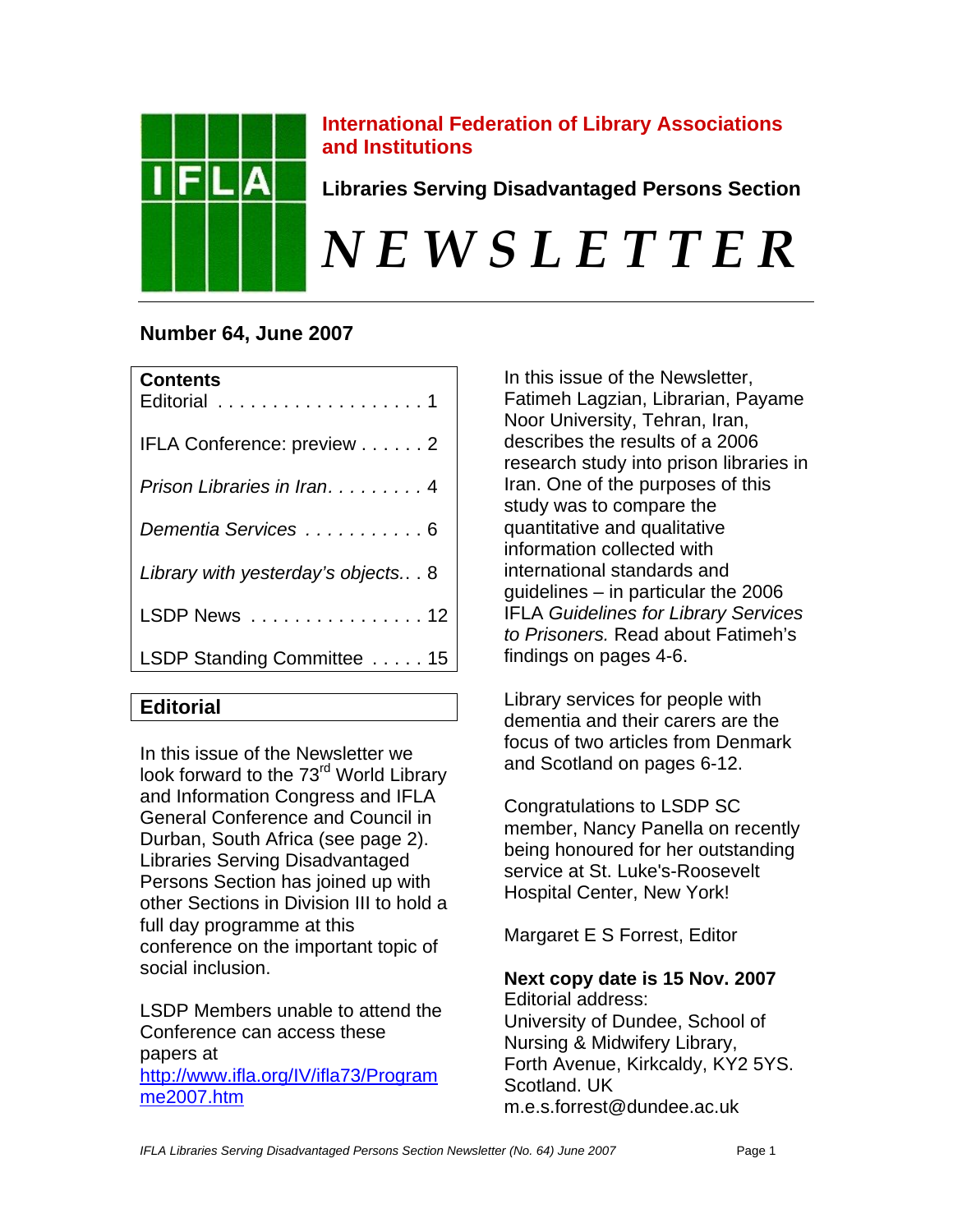# International Federation of Library Associations and Institutions

## Libraries Serving Disadvantaged Persons Section

# *NEWSLETTER*

**Number 64, June 2007**

| Contents | |
|---|---|
| Editorial | 1 |
| IFLA Conference: preview | 2 |
| *Prison Libraries in Iran* | 4 |
| *Dementia Services* | 6 |
| *Library with yesterday's objects.* | 8 |
| LSDP News | 12 |
| LSDP Standing Committee | 15 |

## Editorial

In this issue of the Newsletter we look forward to the 73rd World Library and Information Congress and IFLA General Conference and Council in Durban, South Africa (see page 2). Libraries Serving Disadvantaged Persons Section has joined up with other Sections in Division III to hold a full day programme at this conference on the important topic of social inclusion.

LSDP Members unable to attend the Conference can access these papers at http://www.ifla.org/IV/ifla73/Programme2007.htm

In this issue of the Newsletter, Fatimeh Lagzian, Librarian, Payame Noor University, Tehran, Iran, describes the results of a 2006 research study into prison libraries in Iran. One of the purposes of this study was to compare the quantitative and qualitative information collected with international standards and guidelines – in particular the 2006 IFLA *Guidelines for Library Services to Prisoners.* Read about Fatimeh's findings on pages 4-6.

Library services for people with dementia and their carers are the focus of two articles from Denmark and Scotland on pages 6-12.

Congratulations to LSDP SC member, Nancy Panella on recently being honoured for her outstanding service at St. Luke's-Roosevelt Hospital Center, New York!

Margaret E S Forrest, Editor

**Next copy date is 15 Nov. 2007**
Editorial address:
University of Dundee, School of Nursing & Midwifery Library,
Forth Avenue, Kirkcaldy, KY2 5YS.
Scotland. UK
m.e.s.forrest@dundee.ac.uk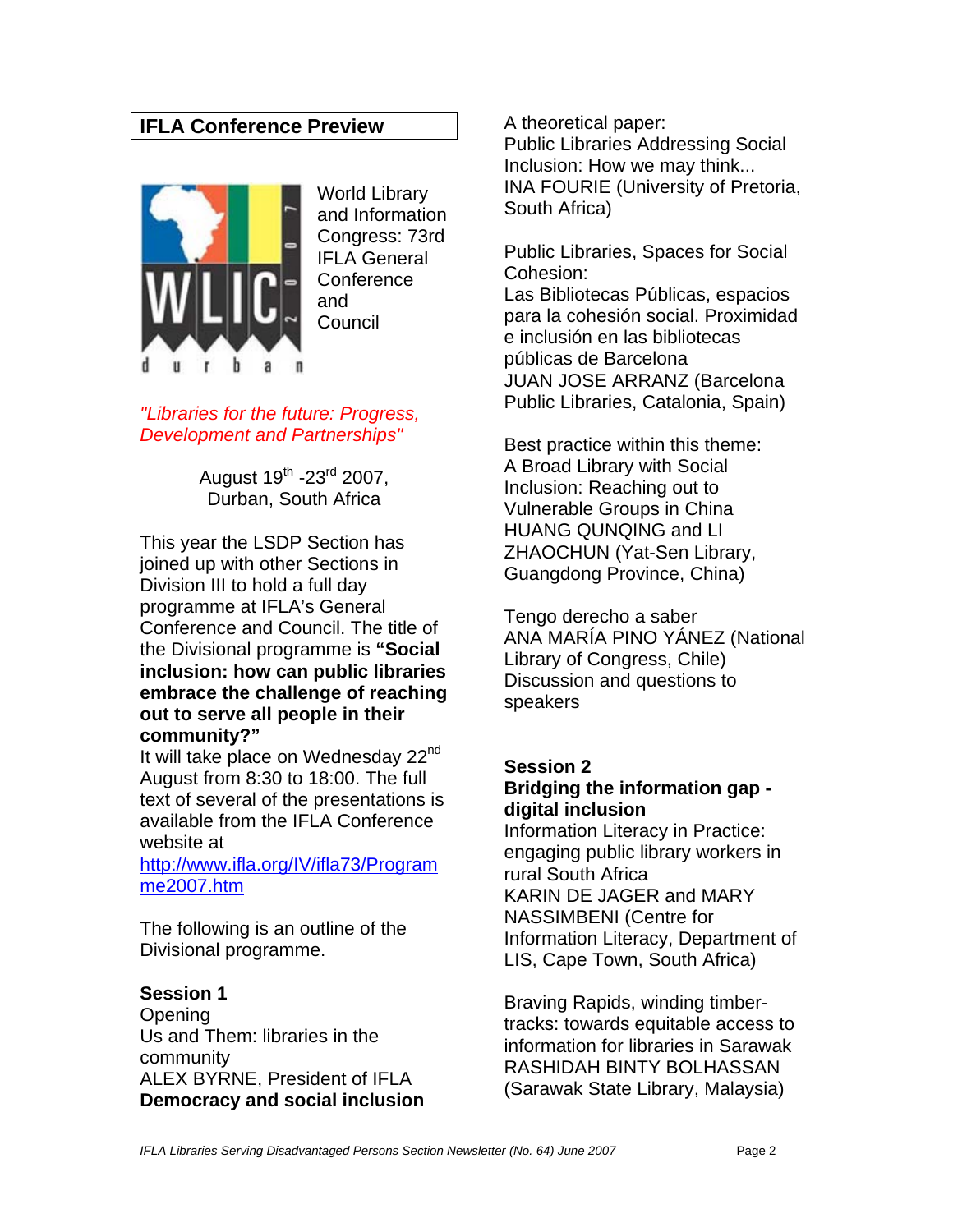## IFLA Conference Preview

World Library and Information Congress: 73rd IFLA General Conference and Council

*"Libraries for the future: Progress, Development and Partnerships"*

August 19th -23rd 2007,
Durban, South Africa

This year the LSDP Section has joined up with other Sections in Division III to hold a full day programme at IFLA's General Conference and Council. The title of the Divisional programme is **"Social inclusion: how can public libraries embrace the challenge of reaching out to serve all people in their community?"**
It will take place on Wednesday 22nd August from 8:30 to 18:00. The full text of several of the presentations is available from the IFLA Conference website at
http://www.ifla.org/IV/ifla73/Programme2007.htm

The following is an outline of the Divisional programme.

**Session 1**
Opening
Us and Them: libraries in the community
ALEX BYRNE, President of IFLA
**Democracy and social inclusion**

A theoretical paper:
Public Libraries Addressing Social Inclusion: How we may think...
INA FOURIE (University of Pretoria, South Africa)

Public Libraries, Spaces for Social Cohesion:
Las Bibliotecas Públicas, espacios para la cohesión social. Proximidad e inclusión en las bibliotecas públicas de Barcelona
JUAN JOSE ARRANZ (Barcelona Public Libraries, Catalonia, Spain)

Best practice within this theme:
A Broad Library with Social Inclusion: Reaching out to Vulnerable Groups in China
HUANG QUNQING and LI ZHAOCHUN (Yat-Sen Library, Guangdong Province, China)

Tengo derecho a saber
ANA MARÍA PINO YÁNEZ (National Library of Congress, Chile)
Discussion and questions to speakers

**Session 2**
**Bridging the information gap - digital inclusion**
Information Literacy in Practice: engaging public library workers in rural South Africa
KARIN DE JAGER and MARY NASSIMBENI (Centre for Information Literacy, Department of LIS, Cape Town, South Africa)

Braving Rapids, winding timber-tracks: towards equitable access to information for libraries in Sarawak
RASHIDAH BINTY BOLHASSAN (Sarawak State Library, Malaysia)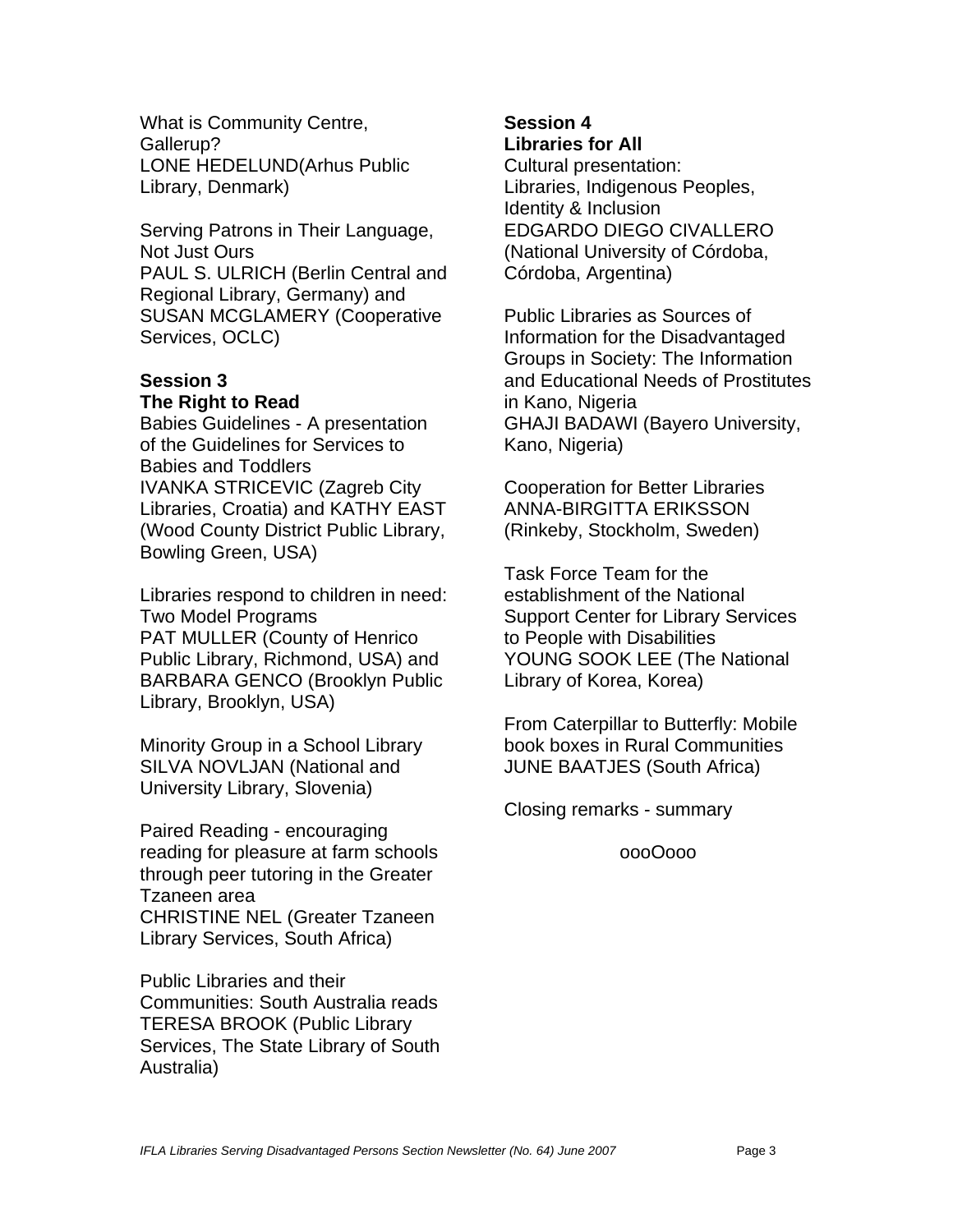What is Community Centre, Gallerup?
LONE HEDELUND(Arhus Public Library, Denmark)

Serving Patrons in Their Language, Not Just Ours
PAUL S. ULRICH (Berlin Central and Regional Library, Germany) and SUSAN MCGLAMERY (Cooperative Services, OCLC)

**Session 3**
**The Right to Read**

Babies Guidelines - A presentation of the Guidelines for Services to Babies and Toddlers
IVANKA STRICEVIC (Zagreb City Libraries, Croatia) and KATHY EAST (Wood County District Public Library, Bowling Green, USA)

Libraries respond to children in need: Two Model Programs
PAT MULLER (County of Henrico Public Library, Richmond, USA) and BARBARA GENCO (Brooklyn Public Library, Brooklyn, USA)

Minority Group in a School Library
SILVA NOVLJAN (National and University Library, Slovenia)

Paired Reading - encouraging reading for pleasure at farm schools through peer tutoring in the Greater Tzaneen area
CHRISTINE NEL (Greater Tzaneen Library Services, South Africa)

Public Libraries and their Communities: South Australia reads
TERESA BROOK (Public Library Services, The State Library of South Australia)

**Session 4**
**Libraries for All**

Cultural presentation:
Libraries, Indigenous Peoples, Identity & Inclusion
EDGARDO DIEGO CIVALLERO (National University of Córdoba, Córdoba, Argentina)

Public Libraries as Sources of Information for the Disadvantaged Groups in Society: The Information and Educational Needs of Prostitutes in Kano, Nigeria
GHAJI BADAWI (Bayero University, Kano, Nigeria)

Cooperation for Better Libraries
ANNA-BIRGITTA ERIKSSON (Rinkeby, Stockholm, Sweden)

Task Force Team for the establishment of the National Support Center for Library Services to People with Disabilities
YOUNG SOOK LEE (The National Library of Korea, Korea)

From Caterpillar to Butterfly: Mobile book boxes in Rural Communities
JUNE BAATJES (South Africa)

Closing remarks - summary

oooOooo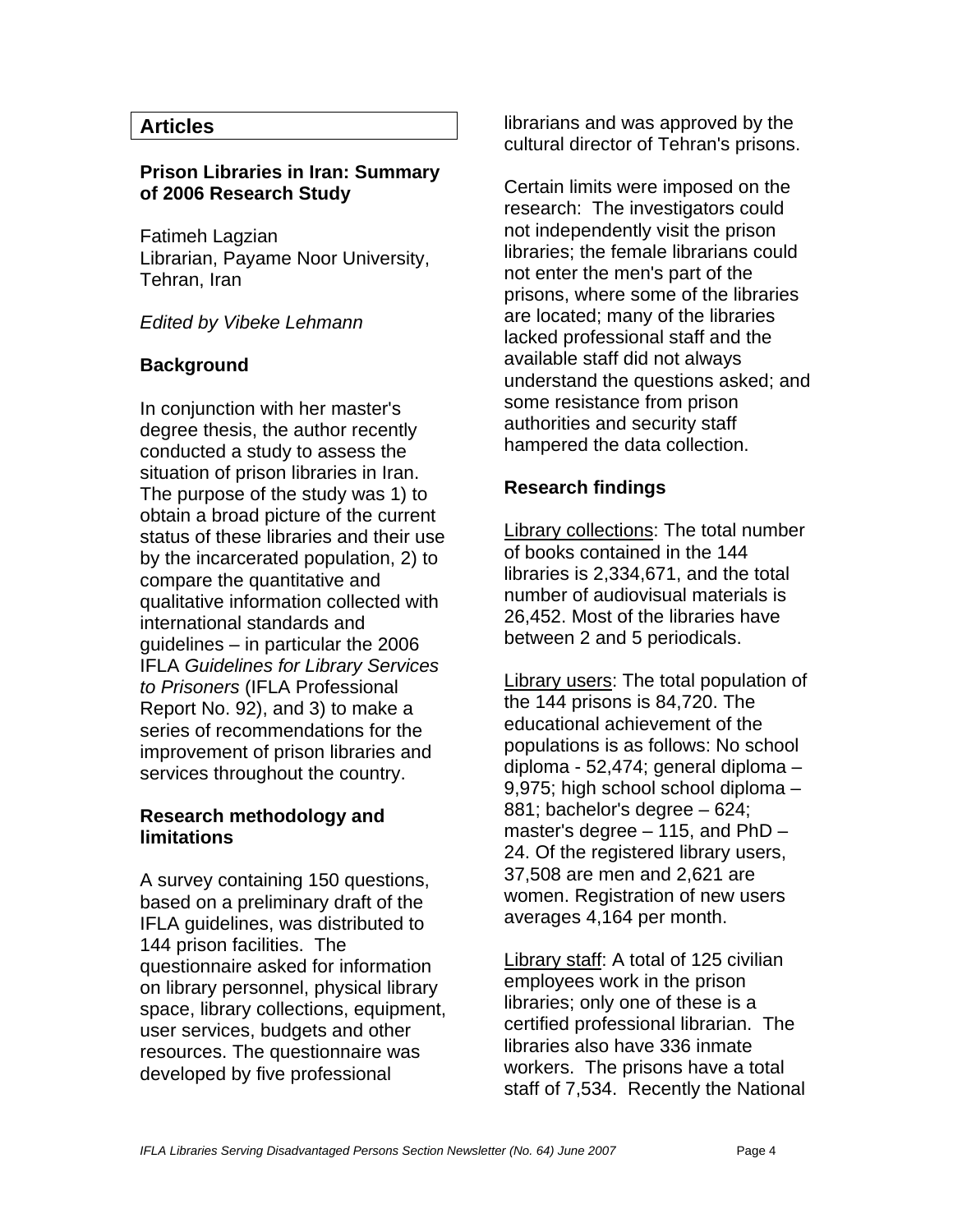## Articles

### Prison Libraries in Iran: Summary of 2006 Research Study

Fatimeh Lagzian
Librarian, Payame Noor University, Tehran, Iran

*Edited by Vibeke Lehmann*

### Background

In conjunction with her master's degree thesis, the author recently conducted a study to assess the situation of prison libraries in Iran. The purpose of the study was 1) to obtain a broad picture of the current status of these libraries and their use by the incarcerated population, 2) to compare the quantitative and qualitative information collected with international standards and guidelines – in particular the 2006 IFLA *Guidelines for Library Services to Prisoners* (IFLA Professional Report No. 92), and 3) to make a series of recommendations for the improvement of prison libraries and services throughout the country.

### Research methodology and limitations

A survey containing 150 questions, based on a preliminary draft of the IFLA guidelines, was distributed to 144 prison facilities. The questionnaire asked for information on library personnel, physical library space, library collections, equipment, user services, budgets and other resources. The questionnaire was developed by five professional librarians and was approved by the cultural director of Tehran's prisons.

Certain limits were imposed on the research: The investigators could not independently visit the prison libraries; the female librarians could not enter the men's part of the prisons, where some of the libraries are located; many of the libraries lacked professional staff and the available staff did not always understand the questions asked; and some resistance from prison authorities and security staff hampered the data collection.

### Research findings

Library collections: The total number of books contained in the 144 libraries is 2,334,671, and the total number of audiovisual materials is 26,452. Most of the libraries have between 2 and 5 periodicals.

Library users: The total population of the 144 prisons is 84,720. The educational achievement of the populations is as follows: No school diploma - 52,474; general diploma – 9,975; high school school diploma – 881; bachelor's degree – 624; master's degree – 115, and PhD – 24. Of the registered library users, 37,508 are men and 2,621 are women. Registration of new users averages 4,164 per month.

Library staff: A total of 125 civilian employees work in the prison libraries; only one of these is a certified professional librarian. The libraries also have 336 inmate workers. The prisons have a total staff of 7,534. Recently the National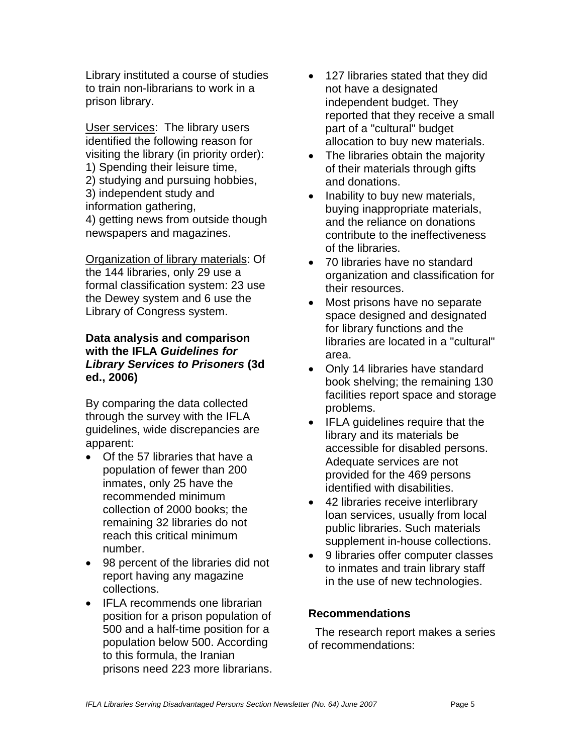Library instituted a course of studies to train non-librarians to work in a prison library.

User services: The library users identified the following reason for visiting the library (in priority order):
1) Spending their leisure time,
2) studying and pursuing hobbies,
3) independent study and information gathering,
4) getting news from outside though newspapers and magazines.

Organization of library materials: Of the 144 libraries, only 29 use a formal classification system: 23 use the Dewey system and 6 use the Library of Congress system.

**Data analysis and comparison with the IFLA *Guidelines for Library Services to Prisoners* (3d ed., 2006)**

By comparing the data collected through the survey with the IFLA guidelines, wide discrepancies are apparent:

- Of the 57 libraries that have a population of fewer than 200 inmates, only 25 have the recommended minimum collection of 2000 books; the remaining 32 libraries do not reach this critical minimum number.
- 98 percent of the libraries did not report having any magazine collections.
- IFLA recommends one librarian position for a prison population of 500 and a half-time position for a population below 500. According to this formula, the Iranian prisons need 223 more librarians.
- 127 libraries stated that they did not have a designated independent budget. They reported that they receive a small part of a "cultural" budget allocation to buy new materials.
- The libraries obtain the majority of their materials through gifts and donations.
- Inability to buy new materials, buying inappropriate materials, and the reliance on donations contribute to the ineffectiveness of the libraries.
- 70 libraries have no standard organization and classification for their resources.
- Most prisons have no separate space designed and designated for library functions and the libraries are located in a "cultural" area.
- Only 14 libraries have standard book shelving; the remaining 130 facilities report space and storage problems.
- IFLA guidelines require that the library and its materials be accessible for disabled persons. Adequate services are not provided for the 469 persons identified with disabilities.
- 42 libraries receive interlibrary loan services, usually from local public libraries. Such materials supplement in-house collections.
- 9 libraries offer computer classes to inmates and train library staff in the use of new technologies.

**Recommendations**

The research report makes a series of recommendations: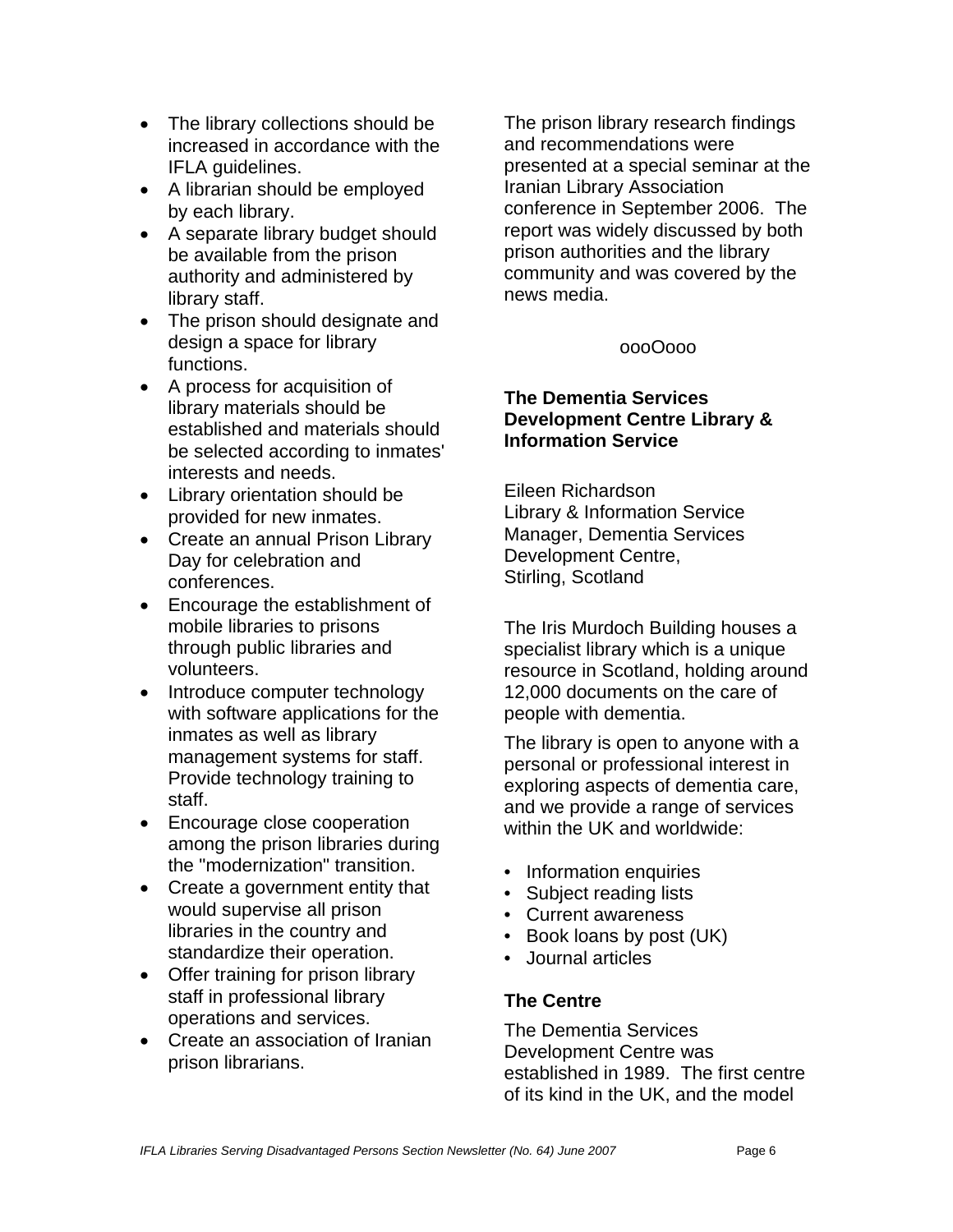- The library collections should be increased in accordance with the IFLA guidelines.
- A librarian should be employed by each library.
- A separate library budget should be available from the prison authority and administered by library staff.
- The prison should designate and design a space for library functions.
- A process for acquisition of library materials should be established and materials should be selected according to inmates' interests and needs.
- Library orientation should be provided for new inmates.
- Create an annual Prison Library Day for celebration and conferences.
- Encourage the establishment of mobile libraries to prisons through public libraries and volunteers.
- Introduce computer technology with software applications for the inmates as well as library management systems for staff. Provide technology training to staff.
- Encourage close cooperation among the prison libraries during the "modernization" transition.
- Create a government entity that would supervise all prison libraries in the country and standardize their operation.
- Offer training for prison library staff in professional library operations and services.
- Create an association of Iranian prison librarians.

The prison library research findings and recommendations were presented at a special seminar at the Iranian Library Association conference in September 2006. The report was widely discussed by both prison authorities and the library community and was covered by the news media.

oooOooo

## The Dementia Services Development Centre Library & Information Service

Eileen Richardson
Library & Information Service Manager, Dementia Services Development Centre,
Stirling, Scotland

The Iris Murdoch Building houses a specialist library which is a unique resource in Scotland, holding around 12,000 documents on the care of people with dementia.

The library is open to anyone with a personal or professional interest in exploring aspects of dementia care, and we provide a range of services within the UK and worldwide:

- Information enquiries
- Subject reading lists
- Current awareness
- Book loans by post (UK)
- Journal articles

### The Centre

The Dementia Services Development Centre was established in 1989. The first centre of its kind in the UK, and the model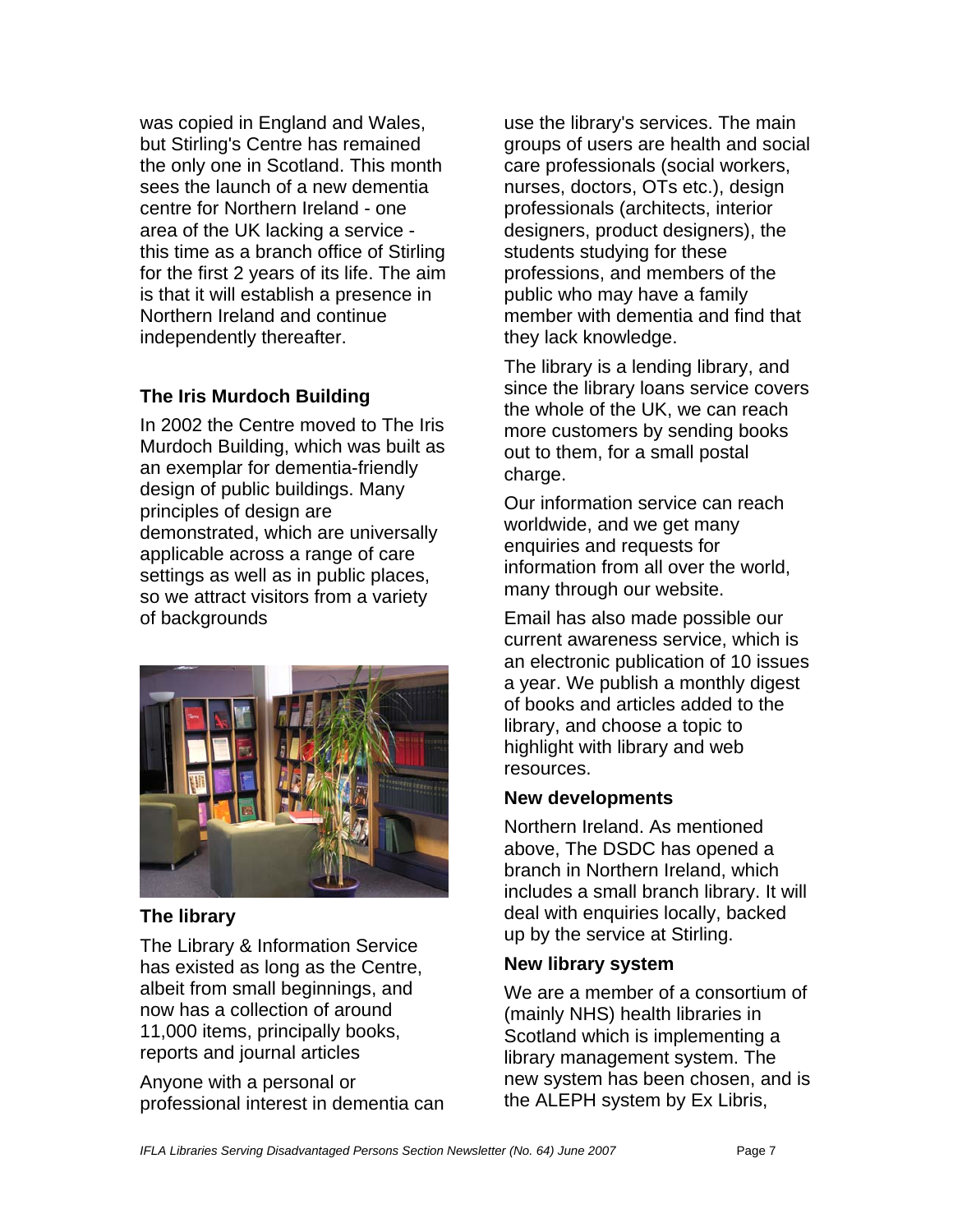was copied in England and Wales, but Stirling's Centre has remained the only one in Scotland. This month sees the launch of a new dementia centre for Northern Ireland - one area of the UK lacking a service - this time as a branch office of Stirling for the first 2 years of its life. The aim is that it will establish a presence in Northern Ireland and continue independently thereafter.

### The Iris Murdoch Building

In 2002 the Centre moved to The Iris Murdoch Building, which was built as an exemplar for dementia-friendly design of public buildings. Many principles of design are demonstrated, which are universally applicable across a range of care settings as well as in public places, so we attract visitors from a variety of backgrounds

### The library

The Library & Information Service has existed as long as the Centre, albeit from small beginnings, and now has a collection of around 11,000 items, principally books, reports and journal articles

Anyone with a personal or professional interest in dementia can use the library's services. The main groups of users are health and social care professionals (social workers, nurses, doctors, OTs etc.), design professionals (architects, interior designers, product designers), the students studying for these professions, and members of the public who may have a family member with dementia and find that they lack knowledge.

The library is a lending library, and since the library loans service covers the whole of the UK, we can reach more customers by sending books out to them, for a small postal charge.

Our information service can reach worldwide, and we get many enquiries and requests for information from all over the world, many through our website.

Email has also made possible our current awareness service, which is an electronic publication of 10 issues a year. We publish a monthly digest of books and articles added to the library, and choose a topic to highlight with library and web resources.

### New developments

Northern Ireland. As mentioned above, The DSDC has opened a branch in Northern Ireland, which includes a small branch library. It will deal with enquiries locally, backed up by the service at Stirling.

### New library system

We are a member of a consortium of (mainly NHS) health libraries in Scotland which is implementing a library management system. The new system has been chosen, and is the ALEPH system by Ex Libris,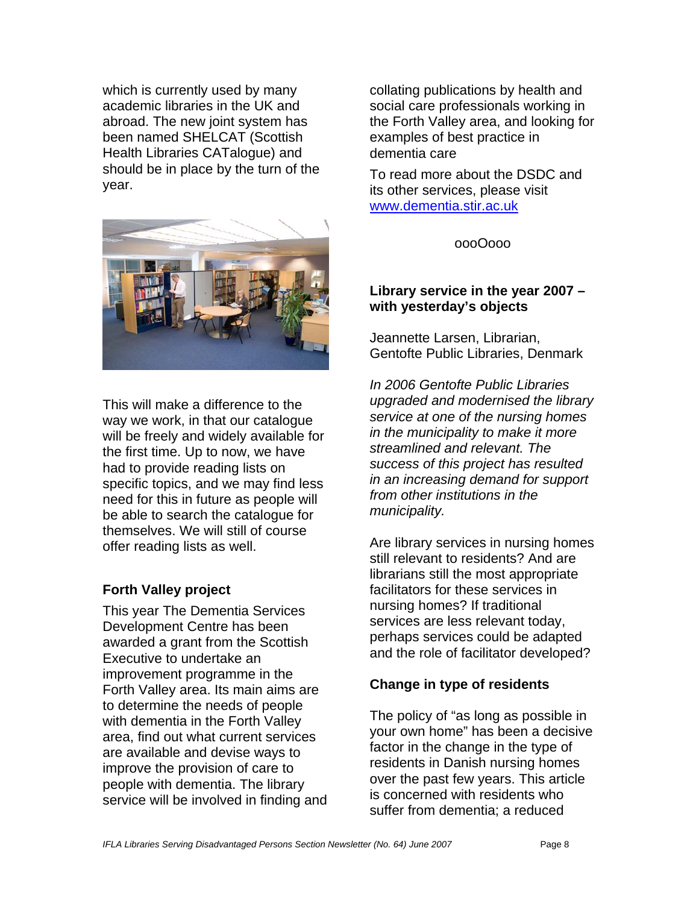which is currently used by many academic libraries in the UK and abroad. The new joint system has been named SHELCAT (Scottish Health Libraries CATalogue) and should be in place by the turn of the year.

This will make a difference to the way we work, in that our catalogue will be freely and widely available for the first time. Up to now, we have had to provide reading lists on specific topics, and we may find less need for this in future as people will be able to search the catalogue for themselves. We will still of course offer reading lists as well.

### Forth Valley project

This year The Dementia Services Development Centre has been awarded a grant from the Scottish Executive to undertake an improvement programme in the Forth Valley area. Its main aims are to determine the needs of people with dementia in the Forth Valley area, find out what current services are available and devise ways to improve the provision of care to people with dementia. The library service will be involved in finding and collating publications by health and social care professionals working in the Forth Valley area, and looking for examples of best practice in dementia care

To read more about the DSDC and its other services, please visit [www.dementia.stir.ac.uk](http://www.dementia.stir.ac.uk)

oooOooo

## Library service in the year 2007 – with yesterday's objects

Jeannette Larsen, Librarian, Gentofte Public Libraries, Denmark

*In 2006 Gentofte Public Libraries upgraded and modernised the library service at one of the nursing homes in the municipality to make it more streamlined and relevant. The success of this project has resulted in an increasing demand for support from other institutions in the municipality.*

Are library services in nursing homes still relevant to residents? And are librarians still the most appropriate facilitators for these services in nursing homes? If traditional services are less relevant today, perhaps services could be adapted and the role of facilitator developed?

### Change in type of residents

The policy of "as long as possible in your own home" has been a decisive factor in the change in the type of residents in Danish nursing homes over the past few years. This article is concerned with residents who suffer from dementia; a reduced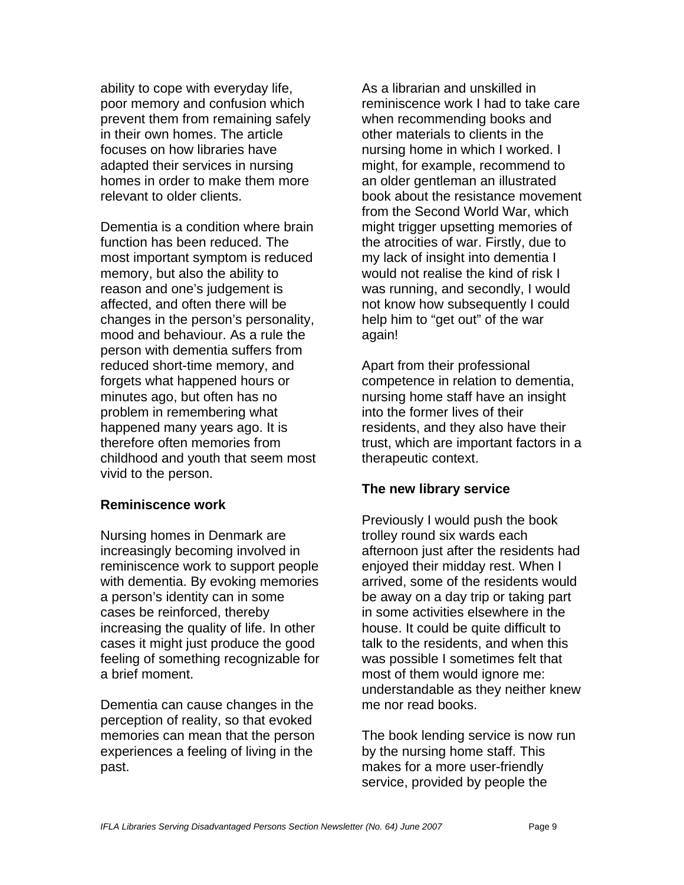ability to cope with everyday life, poor memory and confusion which prevent them from remaining safely in their own homes. The article focuses on how libraries have adapted their services in nursing homes in order to make them more relevant to older clients.

Dementia is a condition where brain function has been reduced. The most important symptom is reduced memory, but also the ability to reason and one's judgement is affected, and often there will be changes in the person's personality, mood and behaviour. As a rule the person with dementia suffers from reduced short-time memory, and forgets what happened hours or minutes ago, but often has no problem in remembering what happened many years ago. It is therefore often memories from childhood and youth that seem most vivid to the person.

### Reminiscence work

Nursing homes in Denmark are increasingly becoming involved in reminiscence work to support people with dementia. By evoking memories a person's identity can in some cases be reinforced, thereby increasing the quality of life. In other cases it might just produce the good feeling of something recognizable for a brief moment.

Dementia can cause changes in the perception of reality, so that evoked memories can mean that the person experiences a feeling of living in the past.

As a librarian and unskilled in reminiscence work I had to take care when recommending books and other materials to clients in the nursing home in which I worked. I might, for example, recommend to an older gentleman an illustrated book about the resistance movement from the Second World War, which might trigger upsetting memories of the atrocities of war. Firstly, due to my lack of insight into dementia I would not realise the kind of risk I was running, and secondly, I would not know how subsequently I could help him to "get out" of the war again!

Apart from their professional competence in relation to dementia, nursing home staff have an insight into the former lives of their residents, and they also have their trust, which are important factors in a therapeutic context.

### The new library service

Previously I would push the book trolley round six wards each afternoon just after the residents had enjoyed their midday rest. When I arrived, some of the residents would be away on a day trip or taking part in some activities elsewhere in the house. It could be quite difficult to talk to the residents, and when this was possible I sometimes felt that most of them would ignore me: understandable as they neither knew me nor read books.

The book lending service is now run by the nursing home staff. This makes for a more user-friendly service, provided by people the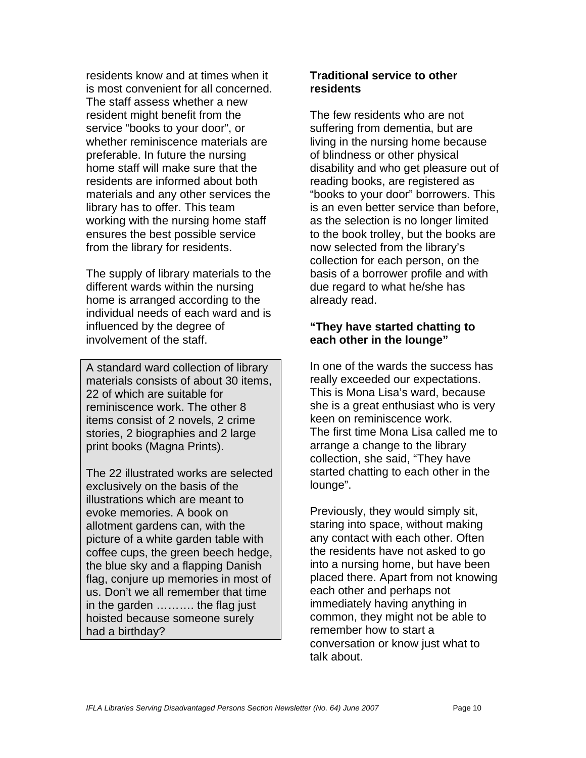residents know and at times when it is most convenient for all concerned. The staff assess whether a new resident might benefit from the service "books to your door", or whether reminiscence materials are preferable. In future the nursing home staff will make sure that the residents are informed about both materials and any other services the library has to offer. This team working with the nursing home staff ensures the best possible service from the library for residents.

The supply of library materials to the different wards within the nursing home is arranged according to the individual needs of each ward and is influenced by the degree of involvement of the staff.

> A standard ward collection of library materials consists of about 30 items, 22 of which are suitable for reminiscence work. The other 8 items consist of 2 novels, 2 crime stories, 2 biographies and 2 large print books (Magna Prints).
>
> The 22 illustrated works are selected exclusively on the basis of the illustrations which are meant to evoke memories. A book on allotment gardens can, with the picture of a white garden table with coffee cups, the green beech hedge, the blue sky and a flapping Danish flag, conjure up memories in most of us. Don't we all remember that time in the garden ………. the flag just hoisted because someone surely had a birthday?

**Traditional service to other residents**

The few residents who are not suffering from dementia, but are living in the nursing home because of blindness or other physical disability and who get pleasure out of reading books, are registered as "books to your door" borrowers. This is an even better service than before, as the selection is no longer limited to the book trolley, but the books are now selected from the library's collection for each person, on the basis of a borrower profile and with due regard to what he/she has already read.

**"They have started chatting to each other in the lounge"**

In one of the wards the success has really exceeded our expectations. This is Mona Lisa's ward, because she is a great enthusiast who is very keen on reminiscence work.
The first time Mona Lisa called me to arrange a change to the library collection, she said, "They have started chatting to each other in the lounge".

Previously, they would simply sit, staring into space, without making any contact with each other. Often the residents have not asked to go into a nursing home, but have been placed there. Apart from not knowing each other and perhaps not immediately having anything in common, they might not be able to remember how to start a conversation or know just what to talk about.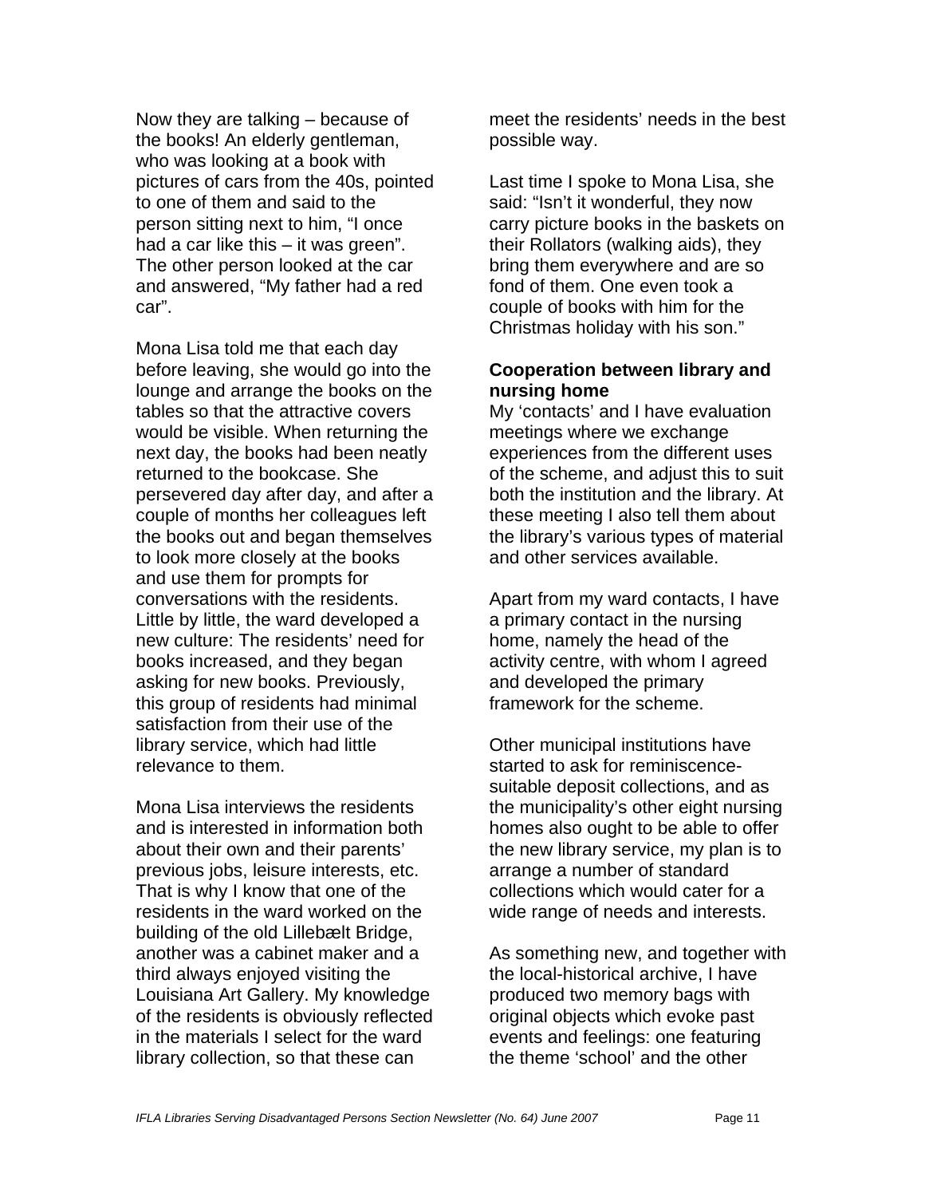Now they are talking – because of the books! An elderly gentleman, who was looking at a book with pictures of cars from the 40s, pointed to one of them and said to the person sitting next to him, "I once had a car like this – it was green". The other person looked at the car and answered, "My father had a red car".

Mona Lisa told me that each day before leaving, she would go into the lounge and arrange the books on the tables so that the attractive covers would be visible. When returning the next day, the books had been neatly returned to the bookcase. She persevered day after day, and after a couple of months her colleagues left the books out and began themselves to look more closely at the books and use them for prompts for conversations with the residents. Little by little, the ward developed a new culture: The residents' need for books increased, and they began asking for new books. Previously, this group of residents had minimal satisfaction from their use of the library service, which had little relevance to them.

Mona Lisa interviews the residents and is interested in information both about their own and their parents' previous jobs, leisure interests, etc. That is why I know that one of the residents in the ward worked on the building of the old Lillebælt Bridge, another was a cabinet maker and a third always enjoyed visiting the Louisiana Art Gallery. My knowledge of the residents is obviously reflected in the materials I select for the ward library collection, so that these can meet the residents' needs in the best possible way.

Last time I spoke to Mona Lisa, she said: "Isn't it wonderful, they now carry picture books in the baskets on their Rollators (walking aids), they bring them everywhere and are so fond of them. One even took a couple of books with him for the Christmas holiday with his son."

**Cooperation between library and nursing home**

My 'contacts' and I have evaluation meetings where we exchange experiences from the different uses of the scheme, and adjust this to suit both the institution and the library. At these meeting I also tell them about the library's various types of material and other services available.

Apart from my ward contacts, I have a primary contact in the nursing home, namely the head of the activity centre, with whom I agreed and developed the primary framework for the scheme.

Other municipal institutions have started to ask for reminiscence-suitable deposit collections, and as the municipality's other eight nursing homes also ought to be able to offer the new library service, my plan is to arrange a number of standard collections which would cater for a wide range of needs and interests.

As something new, and together with the local-historical archive, I have produced two memory bags with original objects which evoke past events and feelings: one featuring the theme 'school' and the other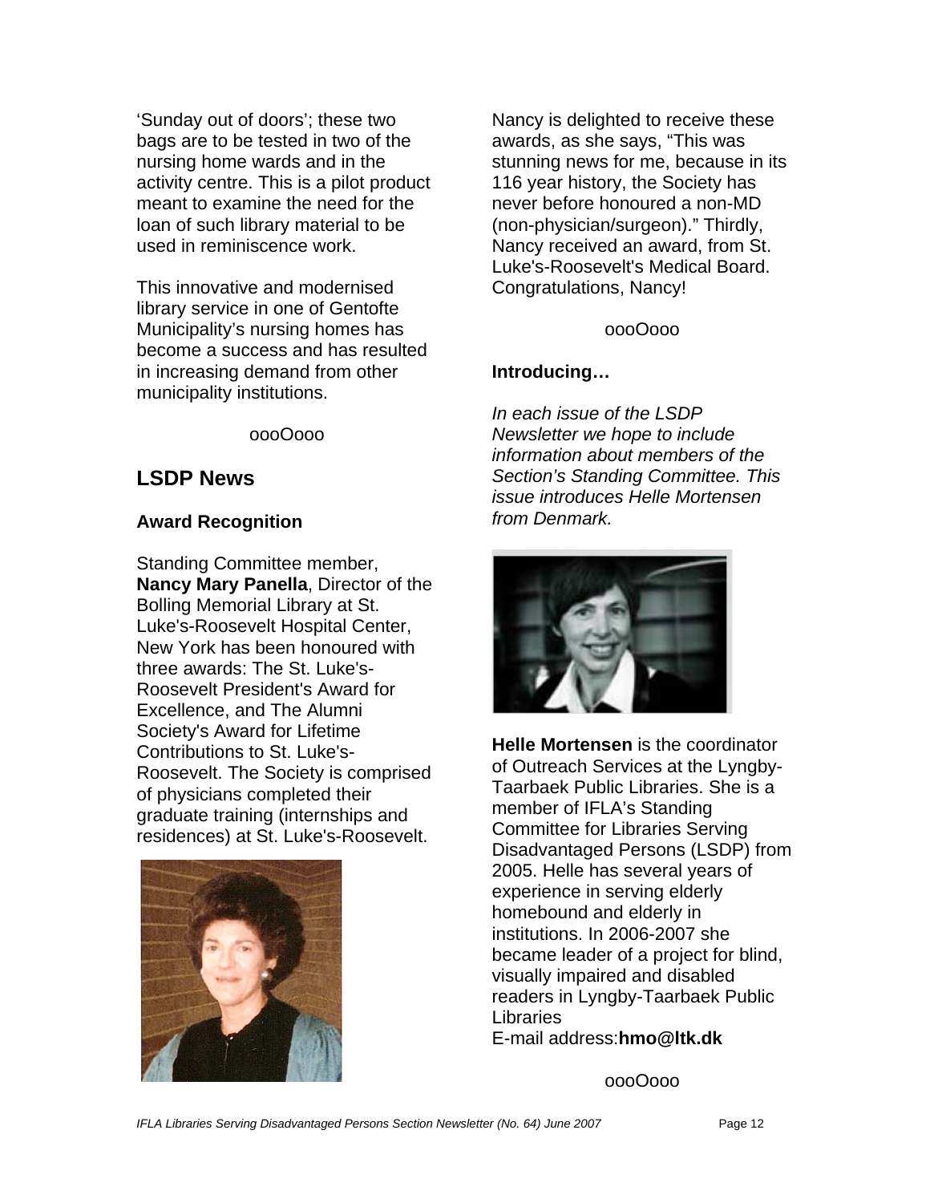'Sunday out of doors'; these two bags are to be tested in two of the nursing home wards and in the activity centre. This is a pilot product meant to examine the need for the loan of such library material to be used in reminiscence work.

This innovative and modernised library service in one of Gentofte Municipality's nursing homes has become a success and has resulted in increasing demand from other municipality institutions.

oooOooo

## LSDP News

### Award Recognition

Standing Committee member, **Nancy Mary Panella**, Director of the Bolling Memorial Library at St. Luke's-Roosevelt Hospital Center, New York has been honoured with three awards: The St. Luke's-Roosevelt President's Award for Excellence, and The Alumni Society's Award for Lifetime Contributions to St. Luke's-Roosevelt. The Society is comprised of physicians completed their graduate training (internships and residences) at St. Luke's-Roosevelt.

Nancy is delighted to receive these awards, as she says, "This was stunning news for me, because in its 116 year history, the Society has never before honoured a non-MD (non-physician/surgeon)." Thirdly, Nancy received an award, from St. Luke's-Roosevelt's Medical Board. Congratulations, Nancy!

oooOooo

### Introducing…

*In each issue of the LSDP Newsletter we hope to include information about members of the Section's Standing Committee. This issue introduces Helle Mortensen from Denmark.*

**Helle Mortensen** is the coordinator of Outreach Services at the Lyngby-Taarbaek Public Libraries. She is a member of IFLA's Standing Committee for Libraries Serving Disadvantaged Persons (LSDP) from 2005. Helle has several years of experience in serving elderly homebound and elderly in institutions. In 2006-2007 she became leader of a project for blind, visually impaired and disabled readers in Lyngby-Taarbaek Public Libraries
E-mail address:**hmo@ltk.dk**

oooOooo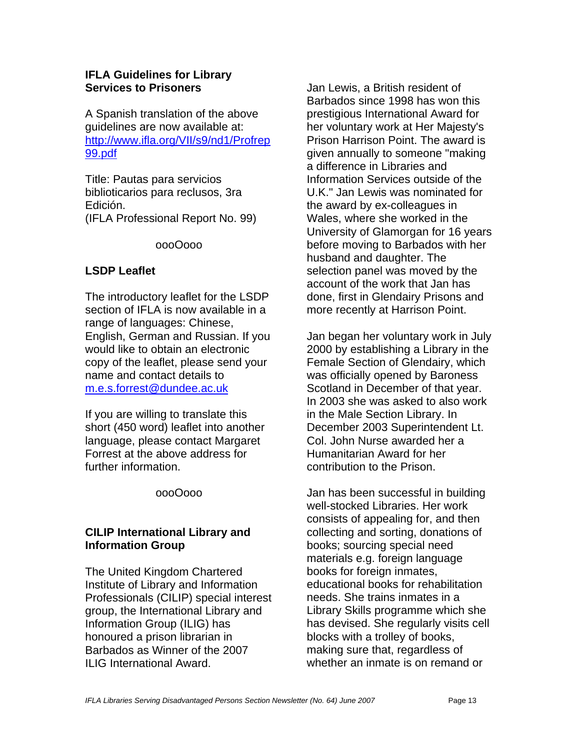### IFLA Guidelines for Library Services to Prisoners

A Spanish translation of the above guidelines are now available at: [http://www.ifla.org/VII/s9/nd1/Profrep99.pdf](http://www.ifla.org/VII/s9/nd1/Profrep99.pdf)

Title: Pautas para servicios biblioticarios para reclusos, 3ra Edición.
(IFLA Professional Report No. 99)

oooOooo

### LSDP Leaflet

The introductory leaflet for the LSDP section of IFLA is now available in a range of languages: Chinese, English, German and Russian. If you would like to obtain an electronic copy of the leaflet, please send your name and contact details to [m.e.s.forrest@dundee.ac.uk](mailto:m.e.s.forrest@dundee.ac.uk)

If you are willing to translate this short (450 word) leaflet into another language, please contact Margaret Forrest at the above address for further information.

oooOooo

### CILIP International Library and Information Group

The United Kingdom Chartered Institute of Library and Information Professionals (CILIP) special interest group, the International Library and Information Group (ILIG) has honoured a prison librarian in Barbados as Winner of the 2007 ILIG International Award.

Jan Lewis, a British resident of Barbados since 1998 has won this prestigious International Award for her voluntary work at Her Majesty's Prison Harrison Point. The award is given annually to someone "making a difference in Libraries and Information Services outside of the U.K." Jan Lewis was nominated for the award by ex-colleagues in Wales, where she worked in the University of Glamorgan for 16 years before moving to Barbados with her husband and daughter. The selection panel was moved by the account of the work that Jan has done, first in Glendairy Prisons and more recently at Harrison Point.

Jan began her voluntary work in July 2000 by establishing a Library in the Female Section of Glendairy, which was officially opened by Baroness Scotland in December of that year. In 2003 she was asked to also work in the Male Section Library. In December 2003 Superintendent Lt. Col. John Nurse awarded her a Humanitarian Award for her contribution to the Prison.

Jan has been successful in building well-stocked Libraries. Her work consists of appealing for, and then collecting and sorting, donations of books; sourcing special need materials e.g. foreign language books for foreign inmates, educational books for rehabilitation needs. She trains inmates in a Library Skills programme which she has devised. She regularly visits cell blocks with a trolley of books, making sure that, regardless of whether an inmate is on remand or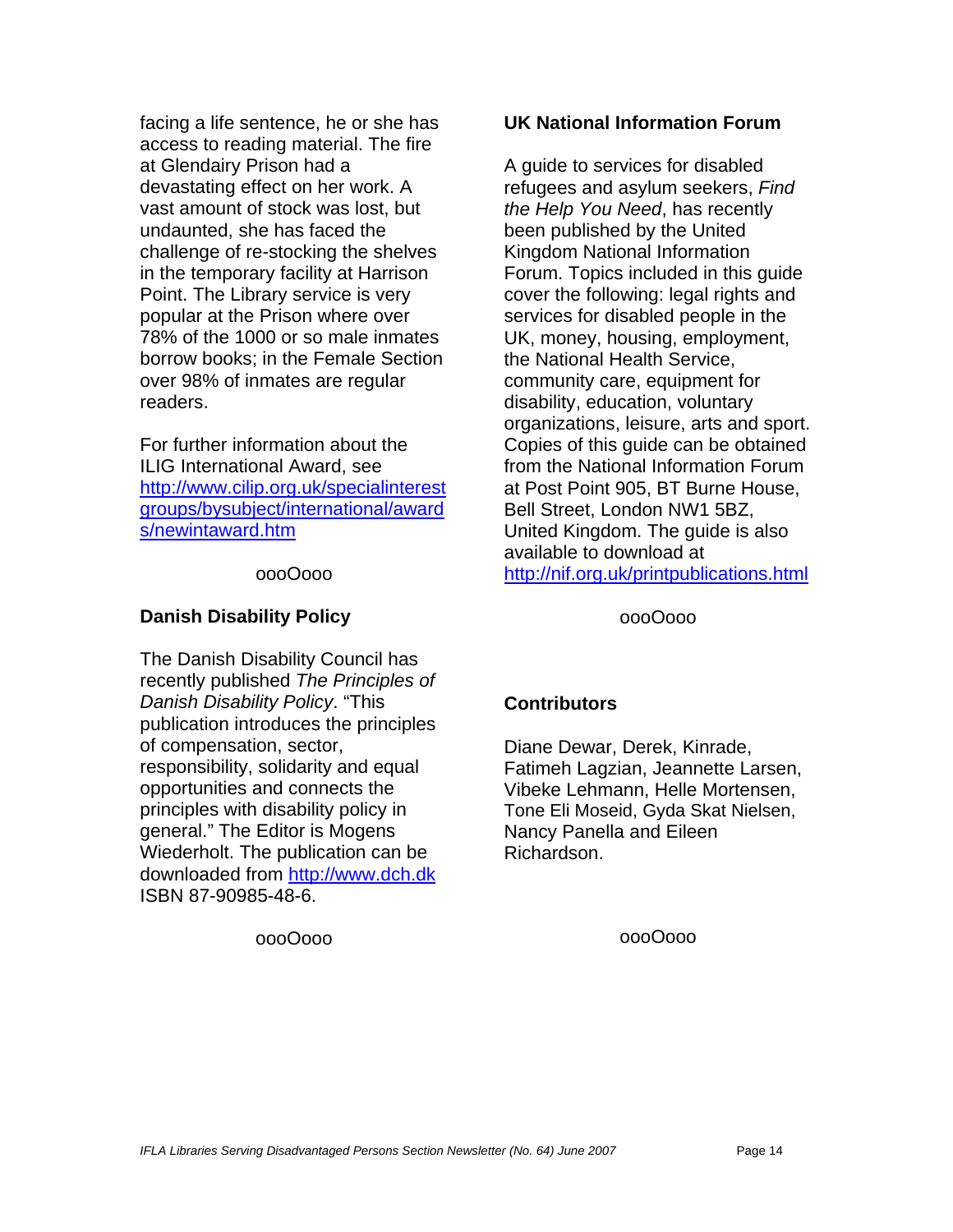facing a life sentence, he or she has access to reading material. The fire at Glendairy Prison had a devastating effect on her work. A vast amount of stock was lost, but undaunted, she has faced the challenge of re-stocking the shelves in the temporary facility at Harrison Point. The Library service is very popular at the Prison where over 78% of the 1000 or so male inmates borrow books; in the Female Section over 98% of inmates are regular readers.

For further information about the ILIG International Award, see http://www.cilip.org.uk/specialinterestgroups/bysubject/international/awards/newintaward.htm

oooOooo

**Danish Disability Policy**

The Danish Disability Council has recently published *The Principles of Danish Disability Policy*. "This publication introduces the principles of compensation, sector, responsibility, solidarity and equal opportunities and connects the principles with disability policy in general." The Editor is Mogens Wiederholt. The publication can be downloaded from http://www.dch.dk ISBN 87-90985-48-6.

oooOooo

**UK National Information Forum**

A guide to services for disabled refugees and asylum seekers, *Find the Help You Need*, has recently been published by the United Kingdom National Information Forum. Topics included in this guide cover the following: legal rights and services for disabled people in the UK, money, housing, employment, the National Health Service, community care, equipment for disability, education, voluntary organizations, leisure, arts and sport. Copies of this guide can be obtained from the National Information Forum at Post Point 905, BT Burne House, Bell Street, London NW1 5BZ, United Kingdom. The guide is also available to download at http://nif.org.uk/printpublications.html

oooOooo

**Contributors**

Diane Dewar, Derek, Kinrade, Fatimeh Lagzian, Jeannette Larsen, Vibeke Lehmann, Helle Mortensen, Tone Eli Moseid, Gyda Skat Nielsen, Nancy Panella and Eileen Richardson.

oooOooo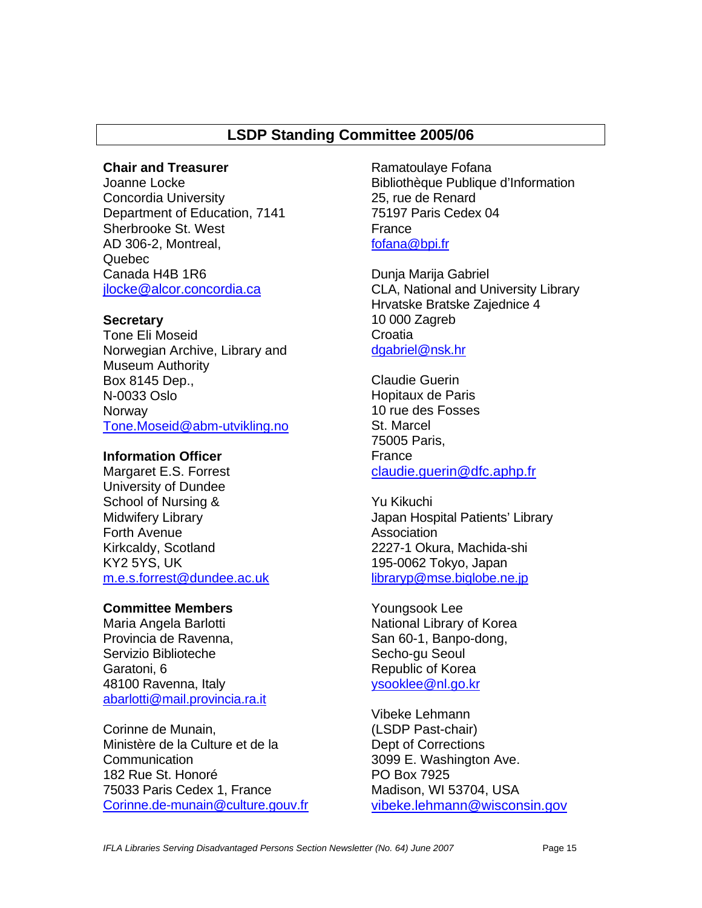## LSDP Standing Committee 2005/06

**Chair and Treasurer**
Joanne Locke
Concordia University
Department of Education, 7141
Sherbrooke St. West
AD 306-2, Montreal,
Quebec
Canada H4B 1R6
jlocke@alcor.concordia.ca

**Secretary**
Tone Eli Moseid
Norwegian Archive, Library and
Museum Authority
Box 8145 Dep.,
N-0033 Oslo
Norway
Tone.Moseid@abm-utvikling.no

**Information Officer**
Margaret E.S. Forrest
University of Dundee
School of Nursing &
Midwifery Library
Forth Avenue
Kirkcaldy, Scotland
KY2 5YS, UK
m.e.s.forrest@dundee.ac.uk

**Committee Members**
Maria Angela Barlotti
Provincia de Ravenna,
Servizio Biblioteche
Garatoni, 6
48100 Ravenna, Italy
abarlotti@mail.provincia.ra.it

Corinne de Munain,
Ministère de la Culture et de la
Communication
182 Rue St. Honoré
75033 Paris Cedex 1, France
Corinne.de-munain@culture.gouv.fr

Ramatoulaye Fofana
Bibliothèque Publique d'Information
25, rue de Renard
75197 Paris Cedex 04
France
fofana@bpi.fr

Dunja Marija Gabriel
CLA, National and University Library
Hrvatske Bratske Zajednice 4
10 000 Zagreb
Croatia
dgabriel@nsk.hr

Claudie Guerin
Hopitaux de Paris
10 rue des Fosses
St. Marcel
75005 Paris,
France
claudie.guerin@dfc.aphp.fr

Yu Kikuchi
Japan Hospital Patients' Library
Association
2227-1 Okura, Machida-shi
195-0062 Tokyo, Japan
libraryp@mse.biglobe.ne.jp

Youngsook Lee
National Library of Korea
San 60-1, Banpo-dong,
Secho-gu Seoul
Republic of Korea
ysooklee@nl.go.kr

Vibeke Lehmann
(LSDP Past-chair)
Dept of Corrections
3099 E. Washington Ave.
PO Box 7925
Madison, WI 53704, USA
vibeke.lehmann@wisconsin.gov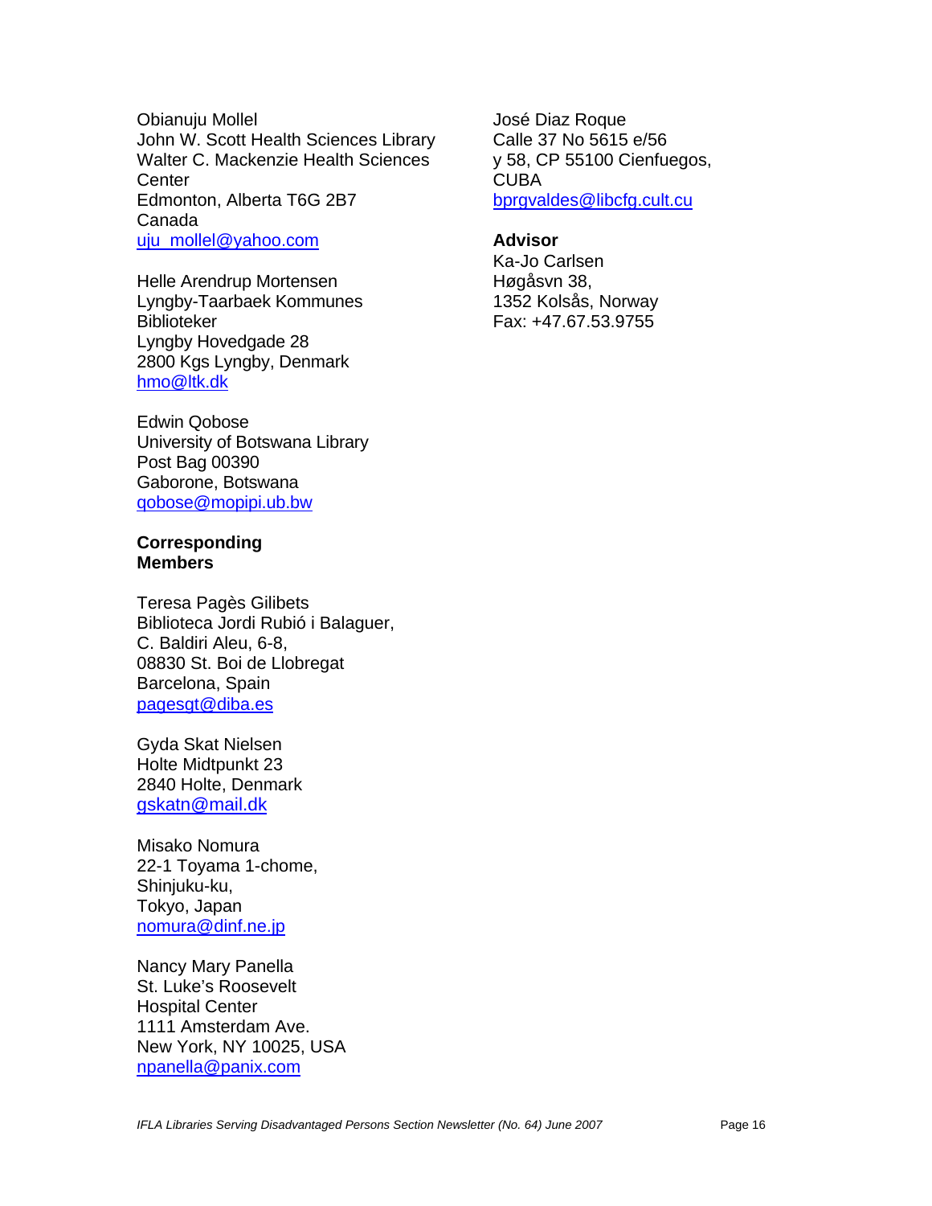Obianuju Mollel
John W. Scott Health Sciences Library
Walter C. Mackenzie Health Sciences Center
Edmonton, Alberta T6G 2B7
Canada
uju_mollel@yahoo.com

Helle Arendrup Mortensen
Lyngby-Taarbaek Kommunes Biblioteker
Lyngby Hovedgade 28
2800 Kgs Lyngby, Denmark
hmo@ltk.dk

Edwin Qobose
University of Botswana Library
Post Bag 00390
Gaborone, Botswana
qobose@mopipi.ub.bw

**Corresponding Members**

Teresa Pagès Gilibets
Biblioteca Jordi Rubió i Balaguer,
C. Baldiri Aleu, 6-8,
08830 St. Boi de Llobregat
Barcelona, Spain
pagesgt@diba.es

Gyda Skat Nielsen
Holte Midtpunkt 23
2840 Holte, Denmark
gskatn@mail.dk

Misako Nomura
22-1 Toyama 1-chome,
Shinjuku-ku,
Tokyo, Japan
nomura@dinf.ne.jp

Nancy Mary Panella
St. Luke's Roosevelt Hospital Center
1111 Amsterdam Ave.
New York, NY 10025, USA
npanella@panix.com

José Diaz Roque
Calle 37 No 5615 e/56
y 58, CP 55100 Cienfuegos,
CUBA
bprgvaldes@libcfg.cult.cu

**Advisor**

Ka-Jo Carlsen
Høgåsvn 38,
1352 Kolsås, Norway
Fax: +47.67.53.9755